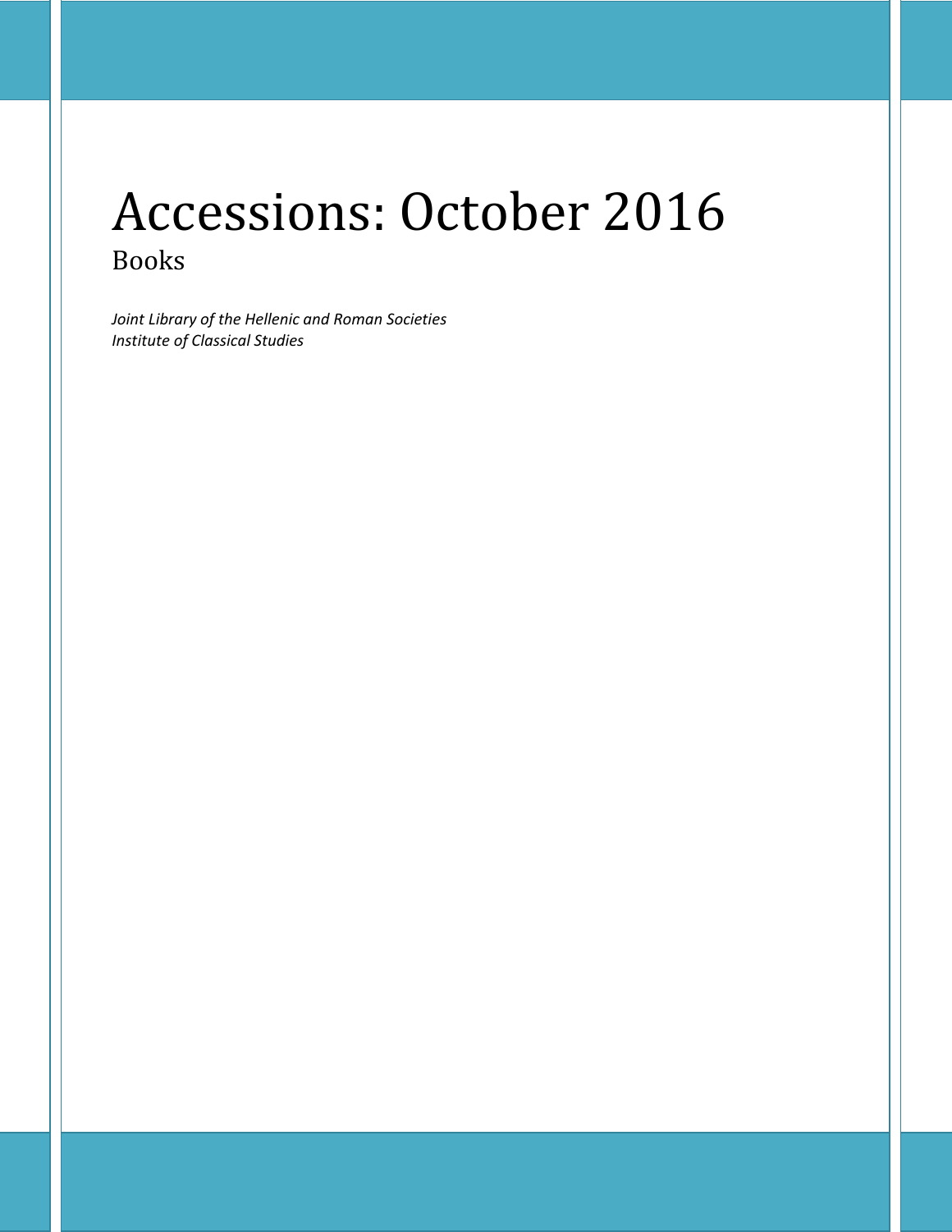# Accessions: October 2016

## Books

*Joint Library of the Hellenic and Roman Societies*
*Institute of Classical Studies*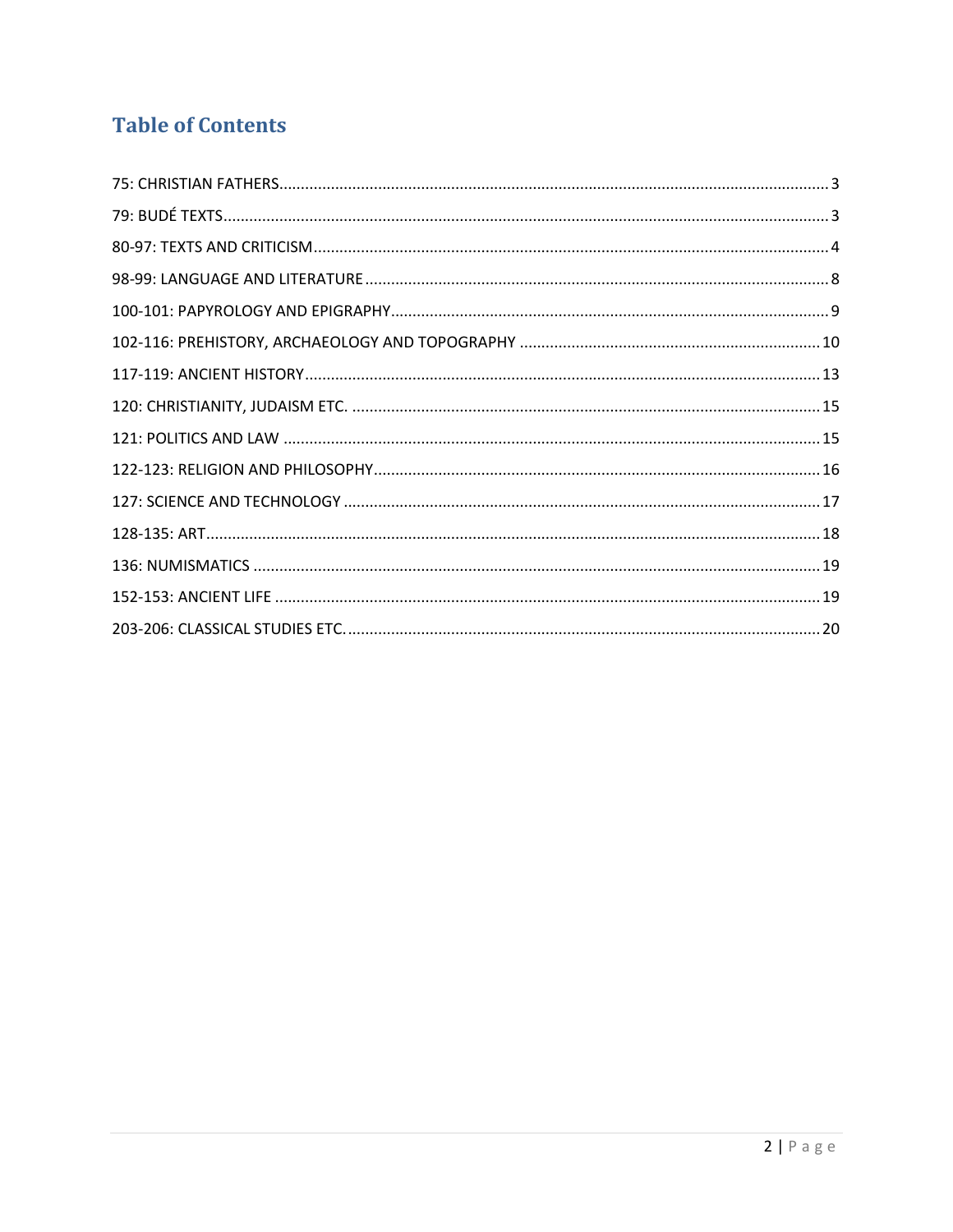# Table of Contents

75: CHRISTIAN FATHERS ........................................ 3

79: BUDÉ TEXTS ........................................ 3

80-97: TEXTS AND CRITICISM ........................................ 4

98-99: LANGUAGE AND LITERATURE ........................................ 8

100-101: PAPYROLOGY AND EPIGRAPHY ........................................ 9

102-116: PREHISTORY, ARCHAEOLOGY AND TOPOGRAPHY ........................................ 10

117-119: ANCIENT HISTORY ........................................ 13

120: CHRISTIANITY, JUDAISM ETC. ........................................ 15

121: POLITICS AND LAW ........................................ 15

122-123: RELIGION AND PHILOSOPHY ........................................ 16

127: SCIENCE AND TECHNOLOGY ........................................ 17

128-135: ART ........................................ 18

136: NUMISMATICS ........................................ 19

152-153: ANCIENT LIFE ........................................ 19

203-206: CLASSICAL STUDIES ETC. ........................................ 20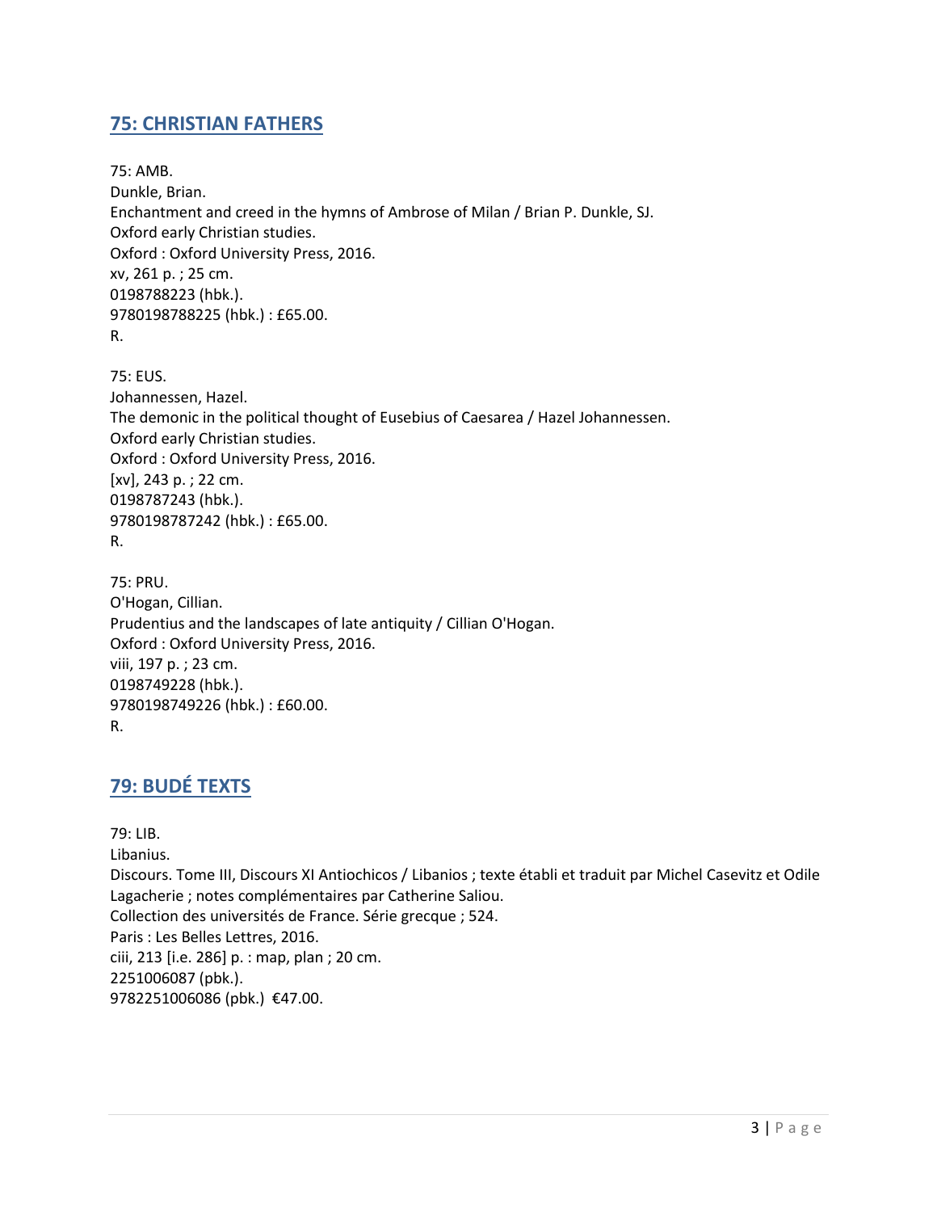## 75: CHRISTIAN FATHERS

75: AMB.
Dunkle, Brian.
Enchantment and creed in the hymns of Ambrose of Milan / Brian P. Dunkle, SJ.
Oxford early Christian studies.
Oxford : Oxford University Press, 2016.
xv, 261 p. ; 25 cm.
0198788223 (hbk.).
9780198788225 (hbk.) : £65.00.
R.

75: EUS.
Johannessen, Hazel.
The demonic in the political thought of Eusebius of Caesarea / Hazel Johannessen.
Oxford early Christian studies.
Oxford : Oxford University Press, 2016.
[xv], 243 p. ; 22 cm.
0198787243 (hbk.).
9780198787242 (hbk.) : £65.00.
R.

75: PRU.
O'Hogan, Cillian.
Prudentius and the landscapes of late antiquity / Cillian O'Hogan.
Oxford : Oxford University Press, 2016.
viii, 197 p. ; 23 cm.
0198749228 (hbk.).
9780198749226 (hbk.) : £60.00.
R.

## 79: BUDÉ TEXTS

79: LIB.
Libanius.
Discours. Tome III, Discours XI Antiochicos / Libanios ; texte établi et traduit par Michel Casevitz et Odile Lagacherie ; notes complémentaires par Catherine Saliou.
Collection des universités de France. Série grecque ; 524.
Paris : Les Belles Lettres, 2016.
ciii, 213 [i.e. 286] p. : map, plan ; 20 cm.
2251006087 (pbk.).
9782251006086 (pbk.) €47.00.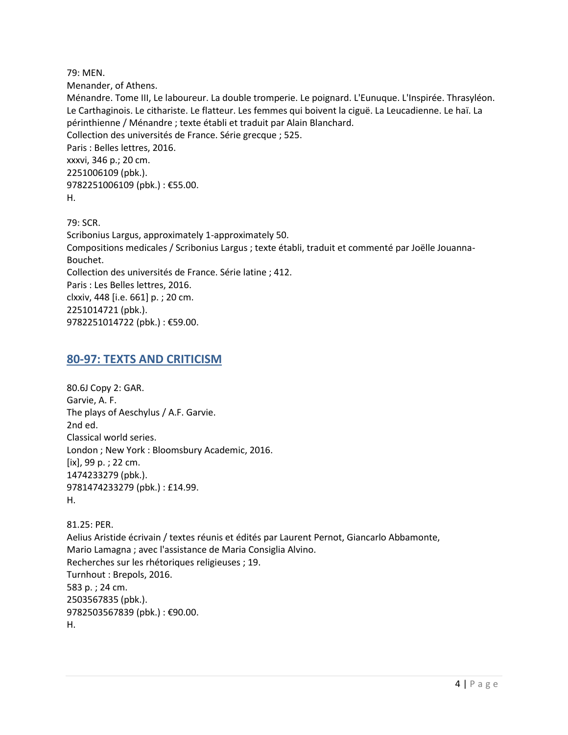79: MEN.
Menander, of Athens.
Ménandre. Tome III, Le laboureur. La double tromperie. Le poignard. L'Eunuque. L'Inspirée. Thrasyléon. Le Carthaginois. Le cithariste. Le flatteur. Les femmes qui boivent la ciguë. La Leucadienne. Le haï. La périnthienne / Ménandre ; texte établi et traduit par Alain Blanchard.
Collection des universités de France. Série grecque ; 525.
Paris : Belles lettres, 2016.
xxxvi, 346 p.; 20 cm.
2251006109 (pbk.).
9782251006109 (pbk.) : €55.00.
H.

79: SCR.
Scribonius Largus, approximately 1-approximately 50.
Compositions medicales / Scribonius Largus ; texte établi, traduit et commenté par Joëlle Jouanna-Bouchet.
Collection des universités de France. Série latine ; 412.
Paris : Les Belles lettres, 2016.
clxxiv, 448 [i.e. 661] p. ; 20 cm.
2251014721 (pbk.).
9782251014722 (pbk.) : €59.00.

## 80-97: TEXTS AND CRITICISM

80.6J Copy 2: GAR.
Garvie, A. F.
The plays of Aeschylus / A.F. Garvie.
2nd ed.
Classical world series.
London ; New York : Bloomsbury Academic, 2016.
[ix], 99 p. ; 22 cm.
1474233279 (pbk.).
9781474233279 (pbk.) : £14.99.
H.

81.25: PER.
Aelius Aristide écrivain / textes réunis et édités par Laurent Pernot, Giancarlo Abbamonte, Mario Lamagna ; avec l'assistance de Maria Consiglia Alvino.
Recherches sur les rhétoriques religieuses ; 19.
Turnhout : Brepols, 2016.
583 p. ; 24 cm.
2503567835 (pbk.).
9782503567839 (pbk.) : €90.00.
H.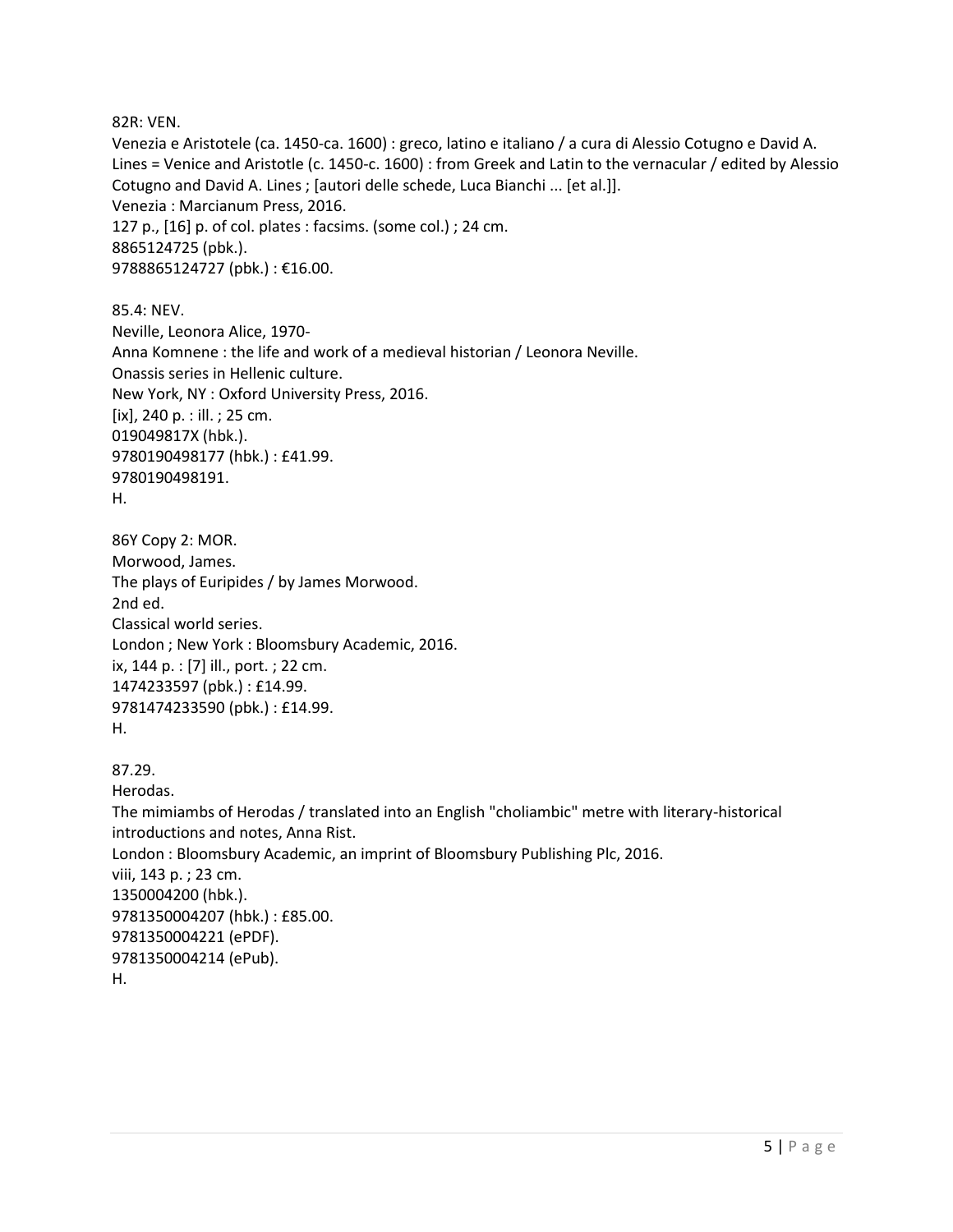82R: VEN.
Venezia e Aristotele (ca. 1450-ca. 1600) : greco, latino e italiano / a cura di Alessio Cotugno e David A. Lines = Venice and Aristotle (c. 1450-c. 1600) : from Greek and Latin to the vernacular / edited by Alessio Cotugno and David A. Lines ; [autori delle schede, Luca Bianchi ... [et al.]].
Venezia : Marcianum Press, 2016.
127 p., [16] p. of col. plates : facsims. (some col.) ; 24 cm.
8865124725 (pbk.).
9788865124727 (pbk.) : €16.00.

85.4: NEV.
Neville, Leonora Alice, 1970-
Anna Komnene : the life and work of a medieval historian / Leonora Neville.
Onassis series in Hellenic culture.
New York, NY : Oxford University Press, 2016.
[ix], 240 p. : ill. ; 25 cm.
019049817X (hbk.).
9780190498177 (hbk.) : £41.99.
9780190498191.
H.

86Y Copy 2: MOR.
Morwood, James.
The plays of Euripides / by James Morwood.
2nd ed.
Classical world series.
London ; New York : Bloomsbury Academic, 2016.
ix, 144 p. : [7] ill., port. ; 22 cm.
1474233597 (pbk.) : £14.99.
9781474233590 (pbk.) : £14.99.
H.

87.29.
Herodas.
The mimiambs of Herodas / translated into an English "choliambic" metre with literary-historical introductions and notes, Anna Rist.
London : Bloomsbury Academic, an imprint of Bloomsbury Publishing Plc, 2016.
viii, 143 p. ; 23 cm.
1350004200 (hbk.).
9781350004207 (hbk.) : £85.00.
9781350004221 (ePDF).
9781350004214 (ePub).
H.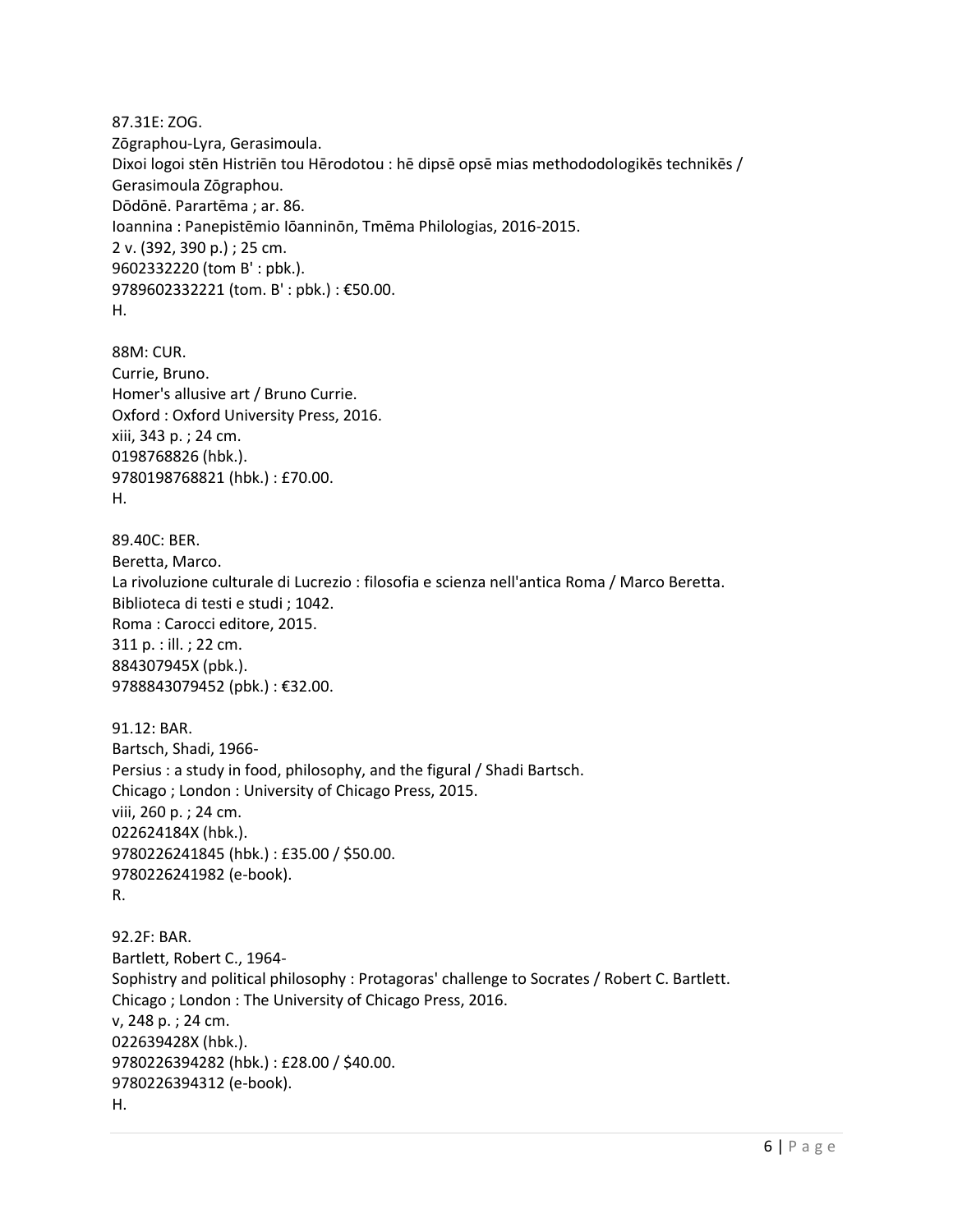87.31E: ZOG.
Zōgraphou-Lyra, Gerasimoula.
Dixoi logoi stēn Histriēn tou Hērodotou : hē dipsē opsē mias methododologikēs technikēs / Gerasimoula Zōgraphou.
Dōdōnē. Parartēma ; ar. 86.
Ioannina : Panepistēmio Iōanninōn, Tmēma Philologias, 2016-2015.
2 v. (392, 390 p.) ; 25 cm.
9602332220 (tom B' : pbk.).
9789602332221 (tom. B' : pbk.) : €50.00.
H.

88M: CUR.
Currie, Bruno.
Homer's allusive art / Bruno Currie.
Oxford : Oxford University Press, 2016.
xiii, 343 p. ; 24 cm.
0198768826 (hbk.).
9780198768821 (hbk.) : £70.00.
H.

89.40C: BER.
Beretta, Marco.
La rivoluzione culturale di Lucrezio : filosofia e scienza nell'antica Roma / Marco Beretta.
Biblioteca di testi e studi ; 1042.
Roma : Carocci editore, 2015.
311 p. : ill. ; 22 cm.
884307945X (pbk.).
9788843079452 (pbk.) : €32.00.

91.12: BAR.
Bartsch, Shadi, 1966-
Persius : a study in food, philosophy, and the figural / Shadi Bartsch.
Chicago ; London : University of Chicago Press, 2015.
viii, 260 p. ; 24 cm.
022624184X (hbk.).
9780226241845 (hbk.) : £35.00 / $50.00.
9780226241982 (e-book).
R.

92.2F: BAR.
Bartlett, Robert C., 1964-
Sophistry and political philosophy : Protagoras' challenge to Socrates / Robert C. Bartlett.
Chicago ; London : The University of Chicago Press, 2016.
v, 248 p. ; 24 cm.
022639428X (hbk.).
9780226394282 (hbk.) : £28.00 / $40.00.
9780226394312 (e-book).
H.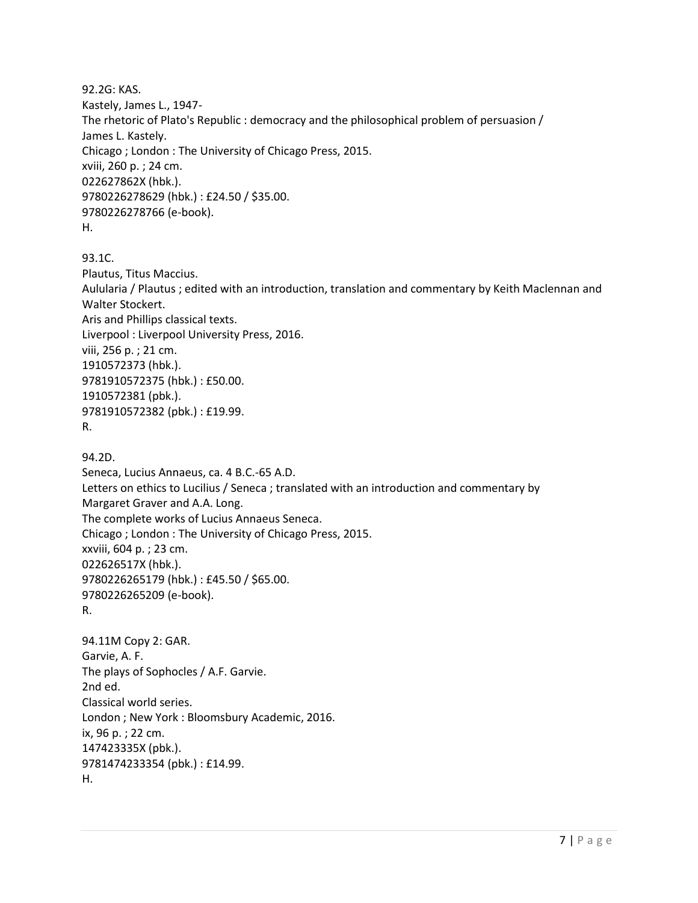92.2G: KAS.
Kastely, James L., 1947-
The rhetoric of Plato's Republic : democracy and the philosophical problem of persuasion /
James L. Kastely.
Chicago ; London : The University of Chicago Press, 2015.
xviii, 260 p. ; 24 cm.
022627862X (hbk.).
9780226278629 (hbk.) : £24.50 / $35.00.
9780226278766 (e-book).
H.

93.1C.
Plautus, Titus Maccius.
Aulularia / Plautus ; edited with an introduction, translation and commentary by Keith Maclennan and Walter Stockert.
Aris and Phillips classical texts.
Liverpool : Liverpool University Press, 2016.
viii, 256 p. ; 21 cm.
1910572373 (hbk.).
9781910572375 (hbk.) : £50.00.
1910572381 (pbk.).
9781910572382 (pbk.) : £19.99.
R.

94.2D.
Seneca, Lucius Annaeus, ca. 4 B.C.-65 A.D.
Letters on ethics to Lucilius / Seneca ; translated with an introduction and commentary by
Margaret Graver and A.A. Long.
The complete works of Lucius Annaeus Seneca.
Chicago ; London : The University of Chicago Press, 2015.
xxviii, 604 p. ; 23 cm.
022626517X (hbk.).
9780226265179 (hbk.) : £45.50 / $65.00.
9780226265209 (e-book).
R.

94.11M Copy 2: GAR.
Garvie, A. F.
The plays of Sophocles / A.F. Garvie.
2nd ed.
Classical world series.
London ; New York : Bloomsbury Academic, 2016.
ix, 96 p. ; 22 cm.
147423335X (pbk.).
9781474233354 (pbk.) : £14.99.
H.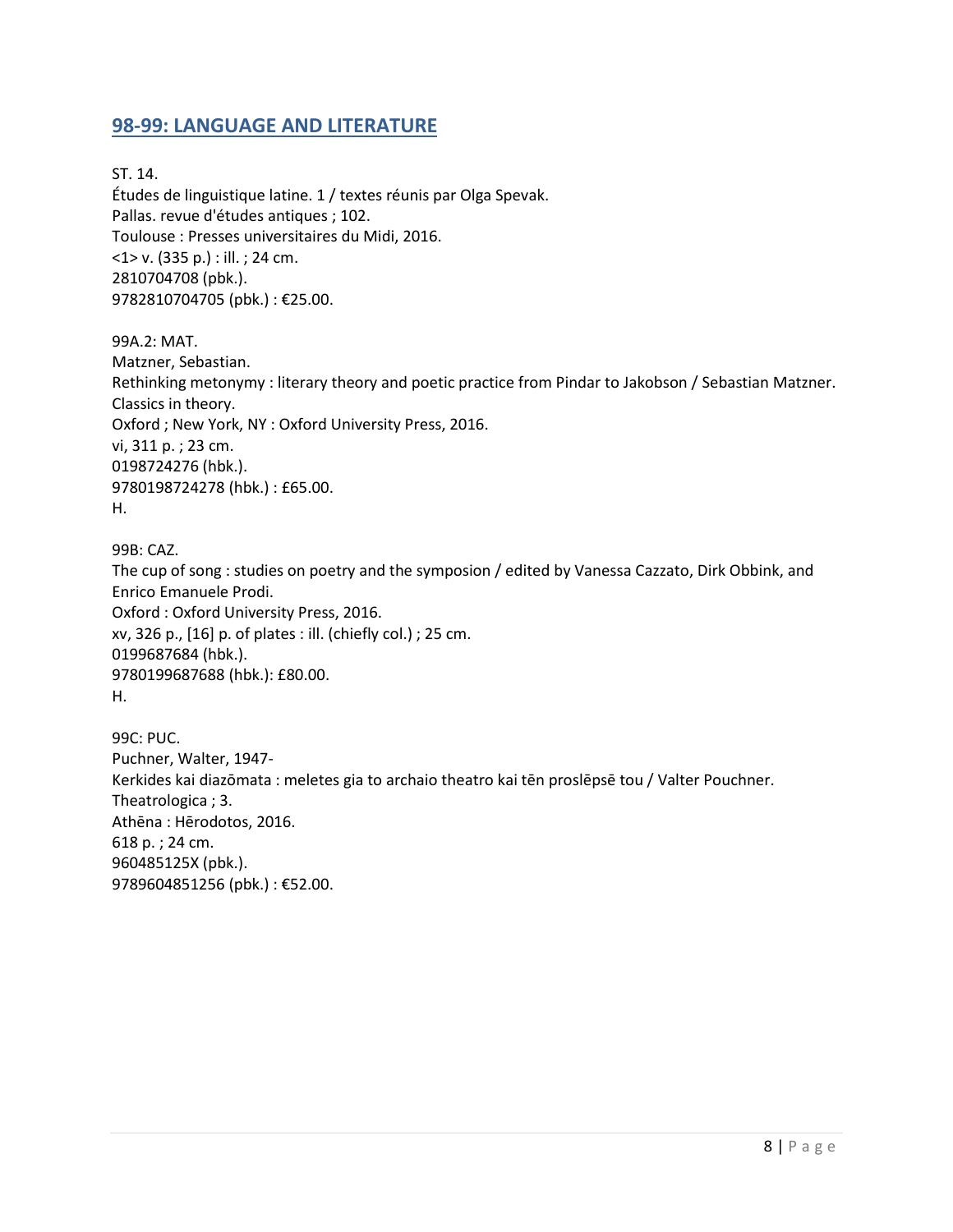## 98-99: LANGUAGE AND LITERATURE

ST. 14.  
Études de linguistique latine. 1 / textes réunis par Olga Spevak.  
Pallas. revue d'études antiques ; 102.  
Toulouse : Presses universitaires du Midi, 2016.  
<1> v. (335 p.) : ill. ; 24 cm.  
2810704708 (pbk.).  
9782810704705 (pbk.) : €25.00.

99A.2: MAT.  
Matzner, Sebastian.  
Rethinking metonymy : literary theory and poetic practice from Pindar to Jakobson / Sebastian Matzner.  
Classics in theory.  
Oxford ; New York, NY : Oxford University Press, 2016.  
vi, 311 p. ; 23 cm.  
0198724276 (hbk.).  
9780198724278 (hbk.) : £65.00.  
H.

99B: CAZ.  
The cup of song : studies on poetry and the symposion / edited by Vanessa Cazzato, Dirk Obbink, and Enrico Emanuele Prodi.  
Oxford : Oxford University Press, 2016.  
xv, 326 p., [16] p. of plates : ill. (chiefly col.) ; 25 cm.  
0199687684 (hbk.).  
9780199687688 (hbk.): £80.00.  
H.

99C: PUC.  
Puchner, Walter, 1947-  
Kerkides kai diazōmata : meletes gia to archaio theatro kai tēn proslēpsē tou / Valter Pouchner.  
Theatrologica ; 3.  
Athēna : Hērodotos, 2016.  
618 p. ; 24 cm.  
960485125X (pbk.).  
9789604851256 (pbk.) : €52.00.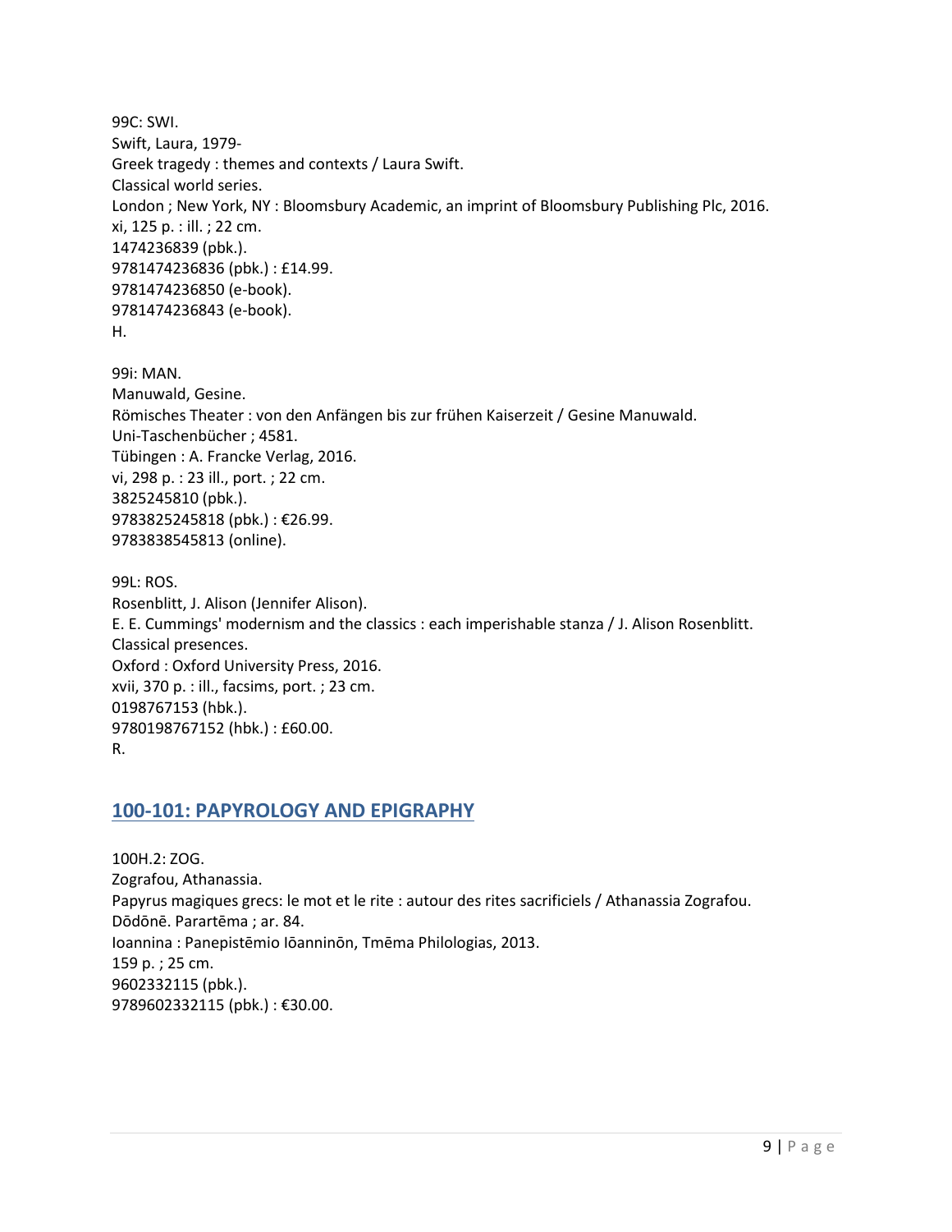99C: SWI.
Swift, Laura, 1979-
Greek tragedy : themes and contexts / Laura Swift.
Classical world series.
London ; New York, NY : Bloomsbury Academic, an imprint of Bloomsbury Publishing Plc, 2016.
xi, 125 p. : ill. ; 22 cm.
1474236839 (pbk.).
9781474236836 (pbk.) : £14.99.
9781474236850 (e-book).
9781474236843 (e-book).
H.

99i: MAN.
Manuwald, Gesine.
Römisches Theater : von den Anfängen bis zur frühen Kaiserzeit / Gesine Manuwald.
Uni-Taschenbücher ; 4581.
Tübingen : A. Francke Verlag, 2016.
vi, 298 p. : 23 ill., port. ; 22 cm.
3825245810 (pbk.).
9783825245818 (pbk.) : €26.99.
9783838545813 (online).

99L: ROS.
Rosenblitt, J. Alison (Jennifer Alison).
E. E. Cummings' modernism and the classics : each imperishable stanza / J. Alison Rosenblitt.
Classical presences.
Oxford : Oxford University Press, 2016.
xvii, 370 p. : ill., facsims, port. ; 23 cm.
0198767153 (hbk.).
9780198767152 (hbk.) : £60.00.
R.

## 100-101: PAPYROLOGY AND EPIGRAPHY

100H.2: ZOG.
Zografou, Athanassia.
Papyrus magiques grecs: le mot et le rite : autour des rites sacrificiels / Athanassia Zografou.
Dōdōnē. Parartēma ; ar. 84.
Ioannina : Panepistēmio Iōanninōn, Tmēma Philologias, 2013.
159 p. ; 25 cm.
9602332115 (pbk.).
9789602332115 (pbk.) : €30.00.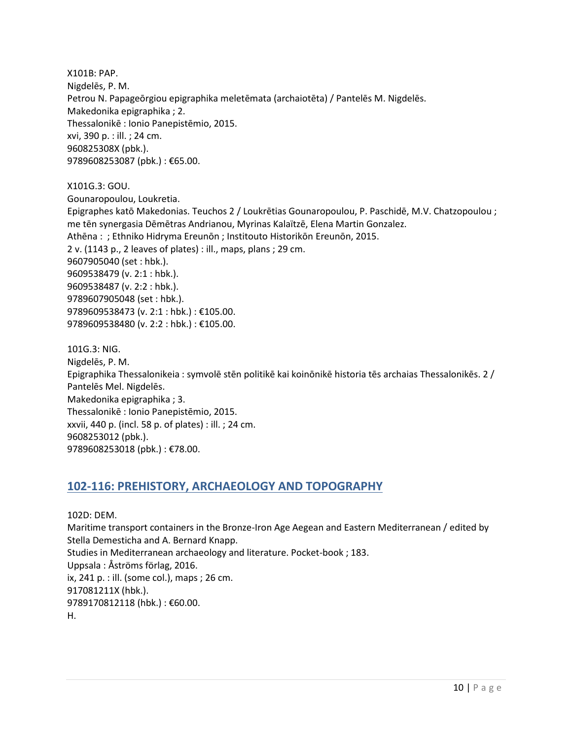X101B: PAP.
Nigdelēs, P. M.
Petrou N. Papageōrgiou epigraphika meletēmata (archaiotēta) / Pantelēs M. Nigdelēs.
Makedonika epigraphika ; 2.
Thessalonikē : Ionio Panepistēmio, 2015.
xvi, 390 p. : ill. ; 24 cm.
960825308X (pbk.).
9789608253087 (pbk.) : €65.00.

X101G.3: GOU.
Gounaropoulou, Loukretia.
Epigraphes katō Makedonias. Teuchos 2 / Loukrētias Gounaropoulou, P. Paschidē, M.V. Chatzopoulou ; me tēn synergasia Dēmētras Andrianou, Myrinas Kalaïtzē, Elena Martin Gonzalez.
Athēna : ; Ethniko Hidryma Ereunōn ; Institouto Historikōn Ereunōn, 2015.
2 v. (1143 p., 2 leaves of plates) : ill., maps, plans ; 29 cm.
9607905040 (set : hbk.).
9609538479 (v. 2:1 : hbk.).
9609538487 (v. 2:2 : hbk.).
9789607905048 (set : hbk.).
9789609538473 (v. 2:1 : hbk.) : €105.00.
9789609538480 (v. 2:2 : hbk.) : €105.00.

101G.3: NIG.
Nigdelēs, P. M.
Epigraphika Thessalonikeia : symvolē stēn politikē kai koinōnikē historia tēs archaias Thessalonikēs. 2 / Pantelēs Mel. Nigdelēs.
Makedonika epigraphika ; 3.
Thessalonikē : Ionio Panepistēmio, 2015.
xxvii, 440 p. (incl. 58 p. of plates) : ill. ; 24 cm.
9608253012 (pbk.).
9789608253018 (pbk.) : €78.00.

## 102-116: PREHISTORY, ARCHAEOLOGY AND TOPOGRAPHY

102D: DEM.
Maritime transport containers in the Bronze-Iron Age Aegean and Eastern Mediterranean / edited by Stella Demesticha and A. Bernard Knapp.
Studies in Mediterranean archaeology and literature. Pocket-book ; 183.
Uppsala : Åströms förlag, 2016.
ix, 241 p. : ill. (some col.), maps ; 26 cm.
917081211X (hbk.).
9789170812118 (hbk.) : €60.00.
H.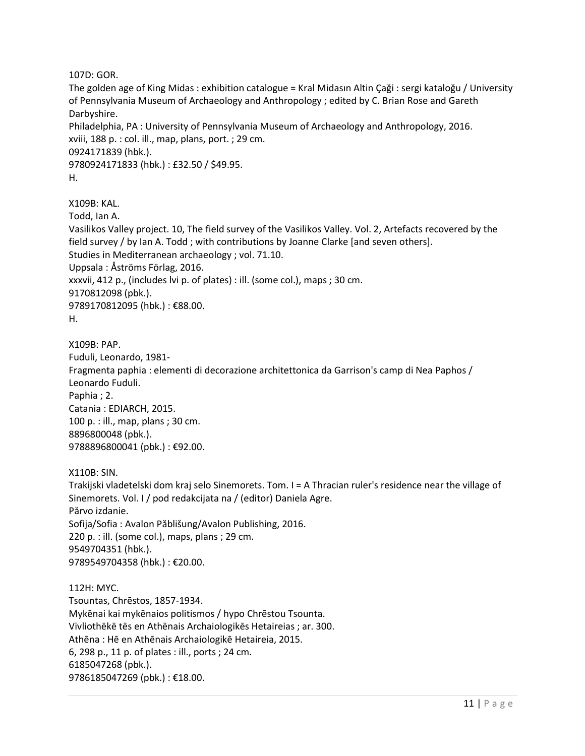107D: GOR.
The golden age of King Midas : exhibition catalogue = Kral Midasın Altin Çaği : sergi kataloğu / University of Pennsylvania Museum of Archaeology and Anthropology ; edited by C. Brian Rose and Gareth Darbyshire.
Philadelphia, PA : University of Pennsylvania Museum of Archaeology and Anthropology, 2016.
xviii, 188 p. : col. ill., map, plans, port. ; 29 cm.
0924171839 (hbk.).
9780924171833 (hbk.) : £32.50 / $49.95.
H.

X109B: KAL.
Todd, Ian A.
Vasilikos Valley project. 10, The field survey of the Vasilikos Valley. Vol. 2, Artefacts recovered by the field survey / by Ian A. Todd ; with contributions by Joanne Clarke [and seven others].
Studies in Mediterranean archaeology ; vol. 71.10.
Uppsala : Åströms Förlag, 2016.
xxxvii, 412 p., (includes lvi p. of plates) : ill. (some col.), maps ; 30 cm.
9170812098 (pbk.).
9789170812095 (hbk.) : €88.00.
H.

X109B: PAP.
Fuduli, Leonardo, 1981-
Fragmenta paphia : elementi di decorazione architettonica da Garrison's camp di Nea Paphos / Leonardo Fuduli.
Paphia ; 2.
Catania : EDIARCH, 2015.
100 p. : ill., map, plans ; 30 cm.
8896800048 (pbk.).
9788896800041 (pbk.) : €92.00.

X110B: SIN.
Trakijski vladetelski dom kraj selo Sinemorets. Tom. I = A Thracian ruler's residence near the village of Sinemorets. Vol. I / pod redakcijata na / (editor) Daniela Agre.
Părvo izdanie.
Sofija/Sofia : Avalon Păblišung/Avalon Publishing, 2016.
220 p. : ill. (some col.), maps, plans ; 29 cm.
9549704351 (hbk.).
9789549704358 (hbk.) : €20.00.

112H: MYC.
Tsountas, Chrēstos, 1857-1934.
Mykēnai kai mykēnaios politismos / hypo Chrēstou Tsounta.
Vivliothēkē tēs en Athēnais Archaiologikēs Hetaireias ; ar. 300.
Athēna : Hē en Athēnais Archaiologikē Hetaireia, 2015.
6, 298 p., 11 p. of plates : ill., ports ; 24 cm.
6185047268 (pbk.).
9786185047269 (pbk.) : €18.00.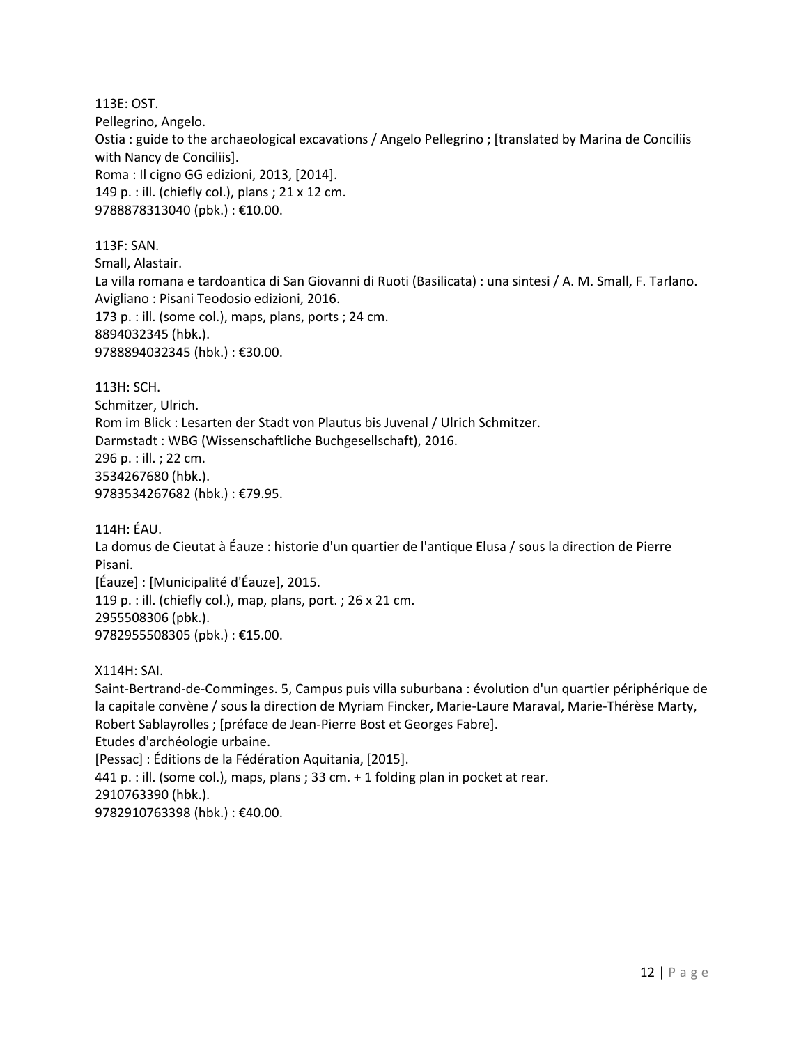113E: OST.
Pellegrino, Angelo.
Ostia : guide to the archaeological excavations / Angelo Pellegrino ; [translated by Marina de Conciliis with Nancy de Conciliis].
Roma : Il cigno GG edizioni, 2013, [2014].
149 p. : ill. (chiefly col.), plans ; 21 x 12 cm.
9788878313040 (pbk.) : €10.00.

113F: SAN.
Small, Alastair.
La villa romana e tardoantica di San Giovanni di Ruoti (Basilicata) : una sintesi / A. M. Small, F. Tarlano.
Avigliano : Pisani Teodosio edizioni, 2016.
173 p. : ill. (some col.), maps, plans, ports ; 24 cm.
8894032345 (hbk.).
9788894032345 (hbk.) : €30.00.

113H: SCH.
Schmitzer, Ulrich.
Rom im Blick : Lesarten der Stadt von Plautus bis Juvenal / Ulrich Schmitzer.
Darmstadt : WBG (Wissenschaftliche Buchgesellschaft), 2016.
296 p. : ill. ; 22 cm.
3534267680 (hbk.).
9783534267682 (hbk.) : €79.95.

114H: ÉAU.
La domus de Cieutat à Éauze : historie d'un quartier de l'antique Elusa / sous la direction de Pierre Pisani.
[Éauze] : [Municipalité d'Éauze], 2015.
119 p. : ill. (chiefly col.), map, plans, port. ; 26 x 21 cm.
2955508306 (pbk.).
9782955508305 (pbk.) : €15.00.

X114H: SAI.
Saint-Bertrand-de-Comminges. 5, Campus puis villa suburbana : évolution d'un quartier périphérique de la capitale convène / sous la direction de Myriam Fincker, Marie-Laure Maraval, Marie-Thérèse Marty, Robert Sablayrolles ; [préface de Jean-Pierre Bost et Georges Fabre].
Etudes d'archéologie urbaine.
[Pessac] : Éditions de la Fédération Aquitania, [2015].
441 p. : ill. (some col.), maps, plans ; 33 cm. + 1 folding plan in pocket at rear.
2910763390 (hbk.).
9782910763398 (hbk.) : €40.00.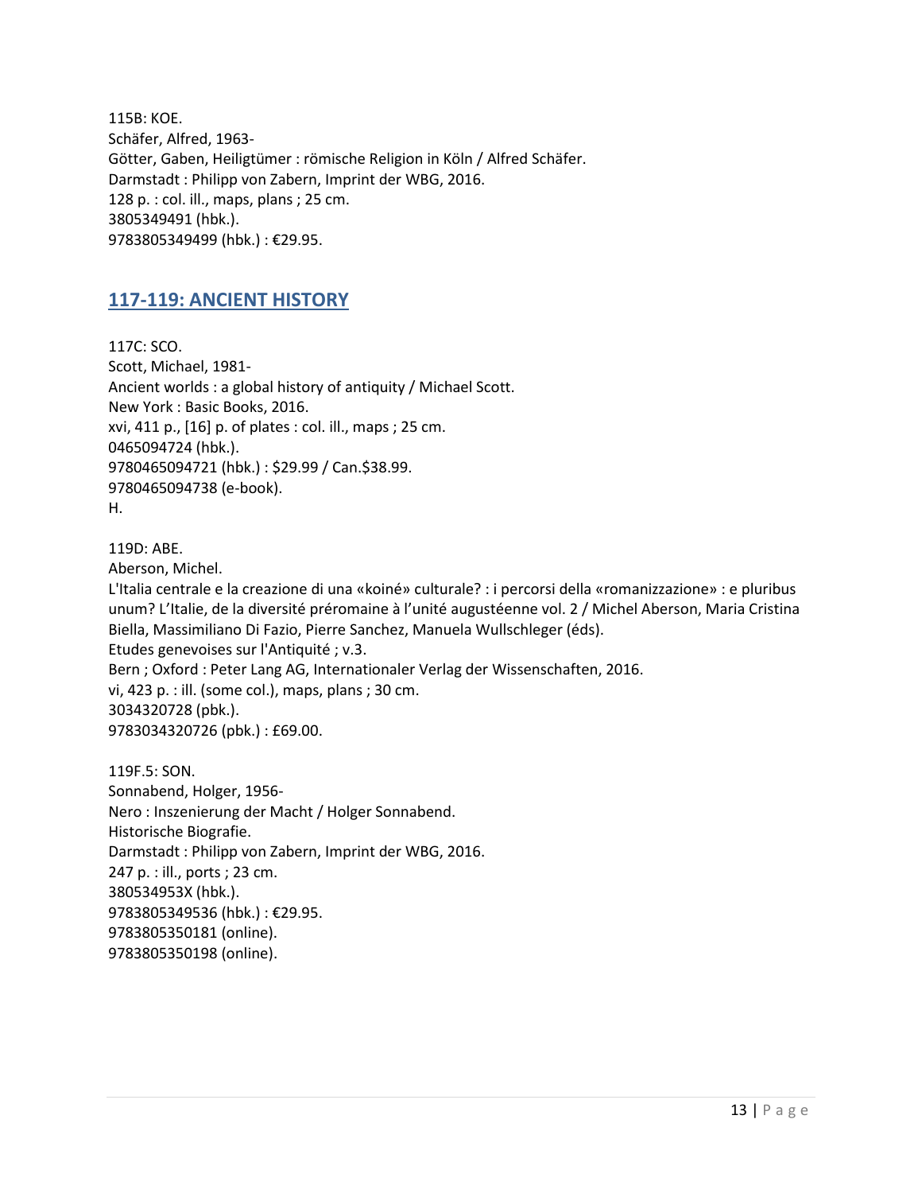115B: KOE.
Schäfer, Alfred, 1963-
Götter, Gaben, Heiligtümer : römische Religion in Köln / Alfred Schäfer.
Darmstadt : Philipp von Zabern, Imprint der WBG, 2016.
128 p. : col. ill., maps, plans ; 25 cm.
3805349491 (hbk.).
9783805349499 (hbk.) : €29.95.

## 117-119: ANCIENT HISTORY

117C: SCO.
Scott, Michael, 1981-
Ancient worlds : a global history of antiquity / Michael Scott.
New York : Basic Books, 2016.
xvi, 411 p., [16] p. of plates : col. ill., maps ; 25 cm.
0465094724 (hbk.).
9780465094721 (hbk.) : $29.99 / Can.$38.99.
9780465094738 (e-book).
H.

119D: ABE.
Aberson, Michel.
L'Italia centrale e la creazione di una «koiné» culturale? : i percorsi della «romanizzazione» : e pluribus unum? L'Italie, de la diversité préromaine à l'unité augustéenne vol. 2 / Michel Aberson, Maria Cristina Biella, Massimiliano Di Fazio, Pierre Sanchez, Manuela Wullschleger (éds).
Etudes genevoises sur l'Antiquité ; v.3.
Bern ; Oxford : Peter Lang AG, Internationaler Verlag der Wissenschaften, 2016.
vi, 423 p. : ill. (some col.), maps, plans ; 30 cm.
3034320728 (pbk.).
9783034320726 (pbk.) : £69.00.

119F.5: SON.
Sonnabend, Holger, 1956-
Nero : Inszenierung der Macht / Holger Sonnabend.
Historische Biografie.
Darmstadt : Philipp von Zabern, Imprint der WBG, 2016.
247 p. : ill., ports ; 23 cm.
380534953X (hbk.).
9783805349536 (hbk.) : €29.95.
9783805350181 (online).
9783805350198 (online).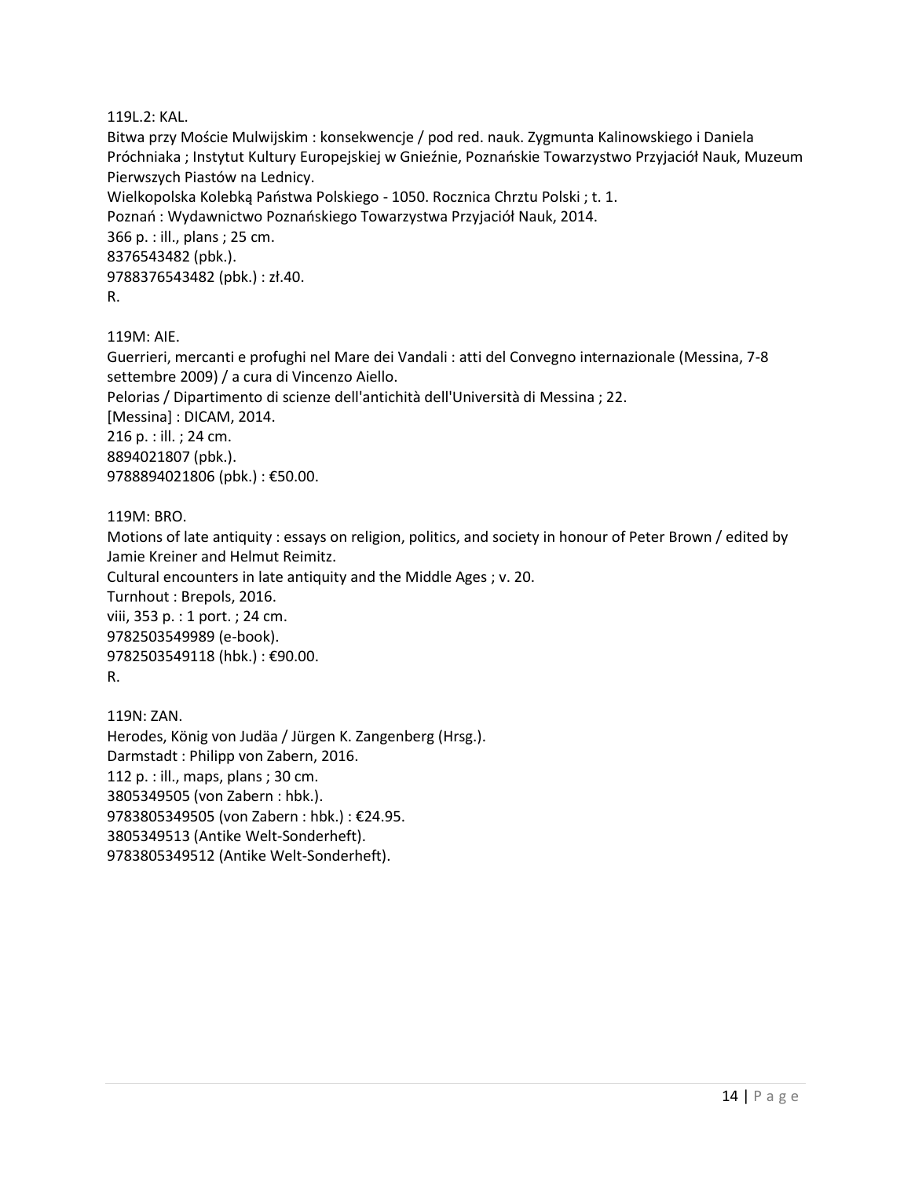119L.2: KAL.
Bitwa przy Moście Mulwijskim : konsekwencje / pod red. nauk. Zygmunta Kalinowskiego i Daniela Próchniaka ; Instytut Kultury Europejskiej w Gnieźnie, Poznańskie Towarzystwo Przyjaciół Nauk, Muzeum Pierwszych Piastów na Lednicy.
Wielkopolska Kolebką Państwa Polskiego - 1050. Rocznica Chrztu Polski ; t. 1.
Poznań : Wydawnictwo Poznańskiego Towarzystwa Przyjaciół Nauk, 2014.
366 p. : ill., plans ; 25 cm.
8376543482 (pbk.).
9788376543482 (pbk.) : zł.40.
R.

119M: AIE.
Guerrieri, mercanti e profughi nel Mare dei Vandali : atti del Convegno internazionale (Messina, 7-8 settembre 2009) / a cura di Vincenzo Aiello.
Pelorias / Dipartimento di scienze dell'antichità dell'Università di Messina ; 22.
[Messina] : DICAM, 2014.
216 p. : ill. ; 24 cm.
8894021807 (pbk.).
9788894021806 (pbk.) : €50.00.

119M: BRO.
Motions of late antiquity : essays on religion, politics, and society in honour of Peter Brown / edited by Jamie Kreiner and Helmut Reimitz.
Cultural encounters in late antiquity and the Middle Ages ; v. 20.
Turnhout : Brepols, 2016.
viii, 353 p. : 1 port. ; 24 cm.
9782503549989 (e-book).
9782503549118 (hbk.) : €90.00.
R.

119N: ZAN.
Herodes, König von Judäa / Jürgen K. Zangenberg (Hrsg.).
Darmstadt : Philipp von Zabern, 2016.
112 p. : ill., maps, plans ; 30 cm.
3805349505 (von Zabern : hbk.).
9783805349505 (von Zabern : hbk.) : €24.95.
3805349513 (Antike Welt-Sonderheft).
9783805349512 (Antike Welt-Sonderheft).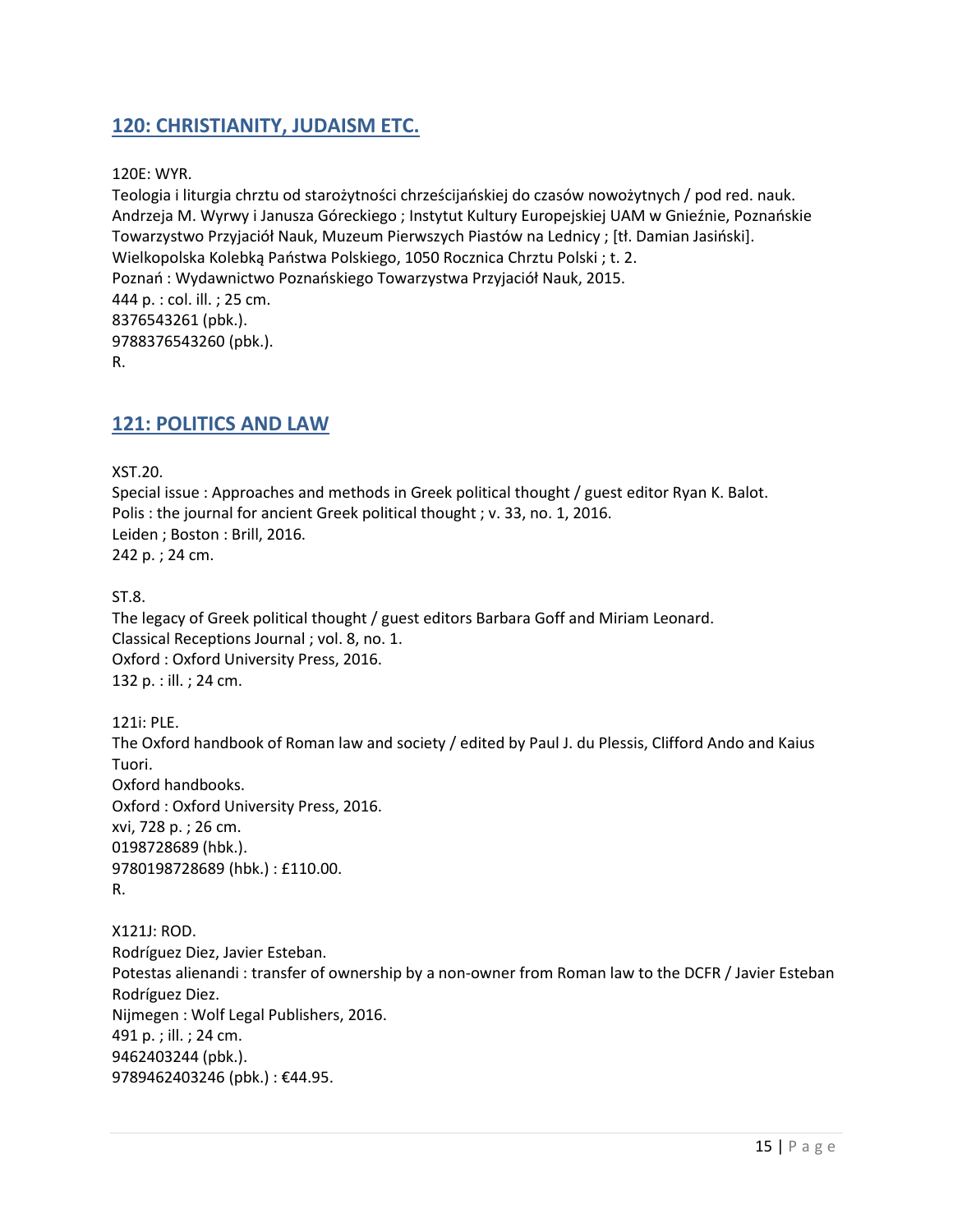## 120: CHRISTIANITY, JUDAISM ETC.

120E: WYR.
Teologia i liturgia chrztu od starożytności chrześcijańskiej do czasów nowożytnych / pod red. nauk. Andrzeja M. Wyrwy i Janusza Góreckiego ; Instytut Kultury Europejskiej UAM w Gnieźnie, Poznańskie Towarzystwo Przyjaciół Nauk, Muzeum Pierwszych Piastów na Lednicy ; [tł. Damian Jasiński].
Wielkopolska Kolebką Państwa Polskiego, 1050 Rocznica Chrztu Polski ; t. 2.
Poznań : Wydawnictwo Poznańskiego Towarzystwa Przyjaciół Nauk, 2015.
444 p. : col. ill. ; 25 cm.
8376543261 (pbk.).
9788376543260 (pbk.).
R.

## 121: POLITICS AND LAW

XST.20.
Special issue : Approaches and methods in Greek political thought / guest editor Ryan K. Balot.
Polis : the journal for ancient Greek political thought ; v. 33, no. 1, 2016.
Leiden ; Boston : Brill, 2016.
242 p. ; 24 cm.

ST.8.
The legacy of Greek political thought / guest editors Barbara Goff and Miriam Leonard.
Classical Receptions Journal ; vol. 8, no. 1.
Oxford : Oxford University Press, 2016.
132 p. : ill. ; 24 cm.

121i: PLE.
The Oxford handbook of Roman law and society / edited by Paul J. du Plessis, Clifford Ando and Kaius Tuori.
Oxford handbooks.
Oxford : Oxford University Press, 2016.
xvi, 728 p. ; 26 cm.
0198728689 (hbk.).
9780198728689 (hbk.) : £110.00.
R.

X121J: ROD.
Rodríguez Diez, Javier Esteban.
Potestas alienandi : transfer of ownership by a non-owner from Roman law to the DCFR / Javier Esteban Rodríguez Diez.
Nijmegen : Wolf Legal Publishers, 2016.
491 p. ; ill. ; 24 cm.
9462403244 (pbk.).
9789462403246 (pbk.) : €44.95.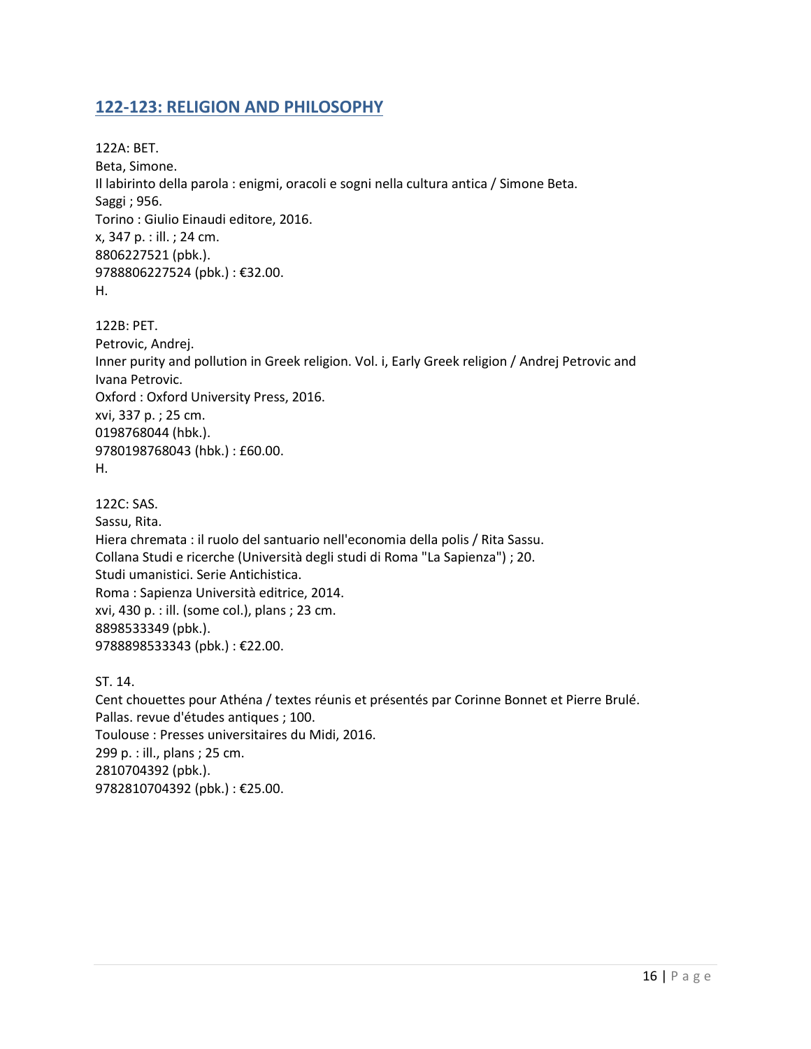## 122-123: RELIGION AND PHILOSOPHY

122A: BET.
Beta, Simone.
Il labirinto della parola : enigmi, oracoli e sogni nella cultura antica / Simone Beta.
Saggi ; 956.
Torino : Giulio Einaudi editore, 2016.
x, 347 p. : ill. ; 24 cm.
8806227521 (pbk.).
9788806227524 (pbk.) : €32.00.
H.

122B: PET.
Petrovic, Andrej.
Inner purity and pollution in Greek religion. Vol. i, Early Greek religion / Andrej Petrovic and Ivana Petrovic.
Oxford : Oxford University Press, 2016.
xvi, 337 p. ; 25 cm.
0198768044 (hbk.).
9780198768043 (hbk.) : £60.00.
H.

122C: SAS.
Sassu, Rita.
Hiera chremata : il ruolo del santuario nell'economia della polis / Rita Sassu.
Collana Studi e ricerche (Università degli studi di Roma "La Sapienza") ; 20.
Studi umanistici. Serie Antichistica.
Roma : Sapienza Università editrice, 2014.
xvi, 430 p. : ill. (some col.), plans ; 23 cm.
8898533349 (pbk.).
9788898533343 (pbk.) : €22.00.

ST. 14.
Cent chouettes pour Athéna / textes réunis et présentés par Corinne Bonnet et Pierre Brulé.
Pallas. revue d'études antiques ; 100.
Toulouse : Presses universitaires du Midi, 2016.
299 p. : ill., plans ; 25 cm.
2810704392 (pbk.).
9782810704392 (pbk.) : €25.00.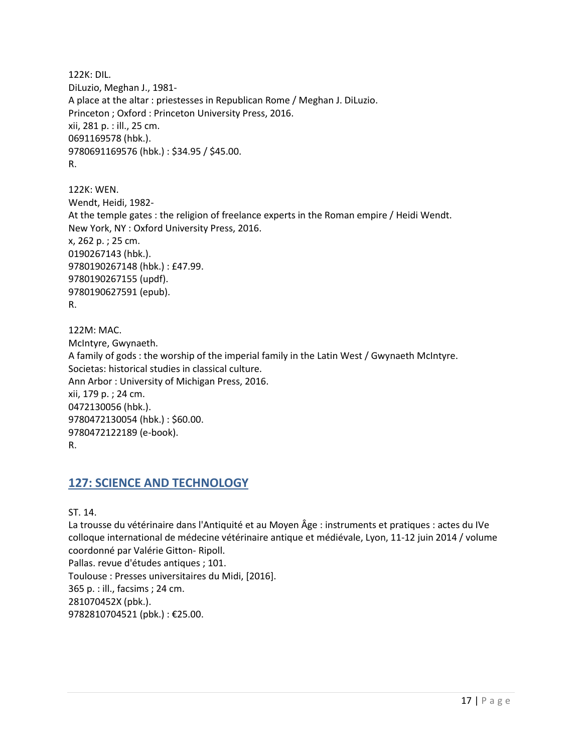122K: DIL.
DiLuzio, Meghan J., 1981-
A place at the altar : priestesses in Republican Rome / Meghan J. DiLuzio.
Princeton ; Oxford : Princeton University Press, 2016.
xii, 281 p. : ill., 25 cm.
0691169578 (hbk.).
9780691169576 (hbk.) : $34.95 / $45.00.
R.

122K: WEN.
Wendt, Heidi, 1982-
At the temple gates : the religion of freelance experts in the Roman empire / Heidi Wendt.
New York, NY : Oxford University Press, 2016.
x, 262 p. ; 25 cm.
0190267143 (hbk.).
9780190267148 (hbk.) : £47.99.
9780190267155 (updf).
9780190627591 (epub).
R.

122M: MAC.
McIntyre, Gwynaeth.
A family of gods : the worship of the imperial family in the Latin West / Gwynaeth McIntyre.
Societas: historical studies in classical culture.
Ann Arbor : University of Michigan Press, 2016.
xii, 179 p. ; 24 cm.
0472130056 (hbk.).
9780472130054 (hbk.) : $60.00.
9780472122189 (e-book).
R.

## 127: SCIENCE AND TECHNOLOGY

ST. 14.
La trousse du vétérinaire dans l'Antiquité et au Moyen Âge : instruments et pratiques : actes du IVe colloque international de médecine vétérinaire antique et médiévale, Lyon, 11-12 juin 2014 / volume coordonné par Valérie Gitton- Ripoll.
Pallas. revue d'études antiques ; 101.
Toulouse : Presses universitaires du Midi, [2016].
365 p. : ill., facsims ; 24 cm.
281070452X (pbk.).
9782810704521 (pbk.) : €25.00.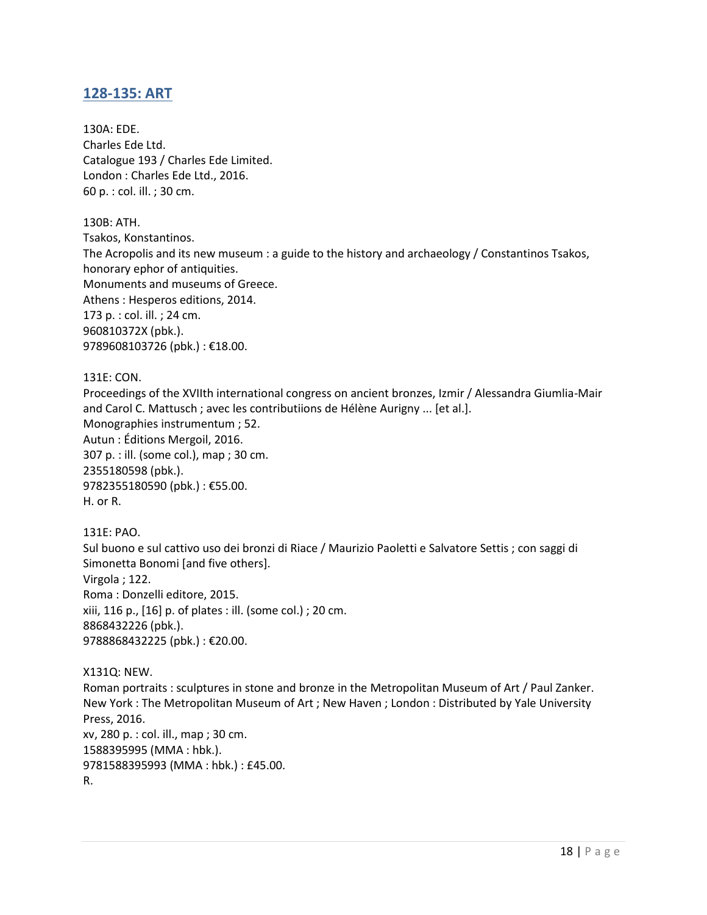## [128-135: ART]

130A: EDE.
Charles Ede Ltd.
Catalogue 193 / Charles Ede Limited.
London : Charles Ede Ltd., 2016.
60 p. : col. ill. ; 30 cm.

130B: ATH.
Tsakos, Konstantinos.
The Acropolis and its new museum : a guide to the history and archaeology / Constantinos Tsakos, honorary ephor of antiquities.
Monuments and museums of Greece.
Athens : Hesperos editions, 2014.
173 p. : col. ill. ; 24 cm.
960810372X (pbk.).
9789608103726 (pbk.) : €18.00.

131E: CON.
Proceedings of the XVIIth international congress on ancient bronzes, Izmir / Alessandra Giumlia-Mair and Carol C. Mattusch ; avec les contributiions de Hélène Aurigny ... [et al.].
Monographies instrumentum ; 52.
Autun : Éditions Mergoil, 2016.
307 p. : ill. (some col.), map ; 30 cm.
2355180598 (pbk.).
9782355180590 (pbk.) : €55.00.
H. or R.

131E: PAO.
Sul buono e sul cattivo uso dei bronzi di Riace / Maurizio Paoletti e Salvatore Settis ; con saggi di Simonetta Bonomi [and five others].
Virgola ; 122.
Roma : Donzelli editore, 2015.
xiii, 116 p., [16] p. of plates : ill. (some col.) ; 20 cm.
8868432226 (pbk.).
9788868432225 (pbk.) : €20.00.

X131Q: NEW.
Roman portraits : sculptures in stone and bronze in the Metropolitan Museum of Art / Paul Zanker.
New York : The Metropolitan Museum of Art ; New Haven ; London : Distributed by Yale University Press, 2016.
xv, 280 p. : col. ill., map ; 30 cm.
1588395995 (MMA : hbk.).
9781588395993 (MMA : hbk.) : £45.00.
R.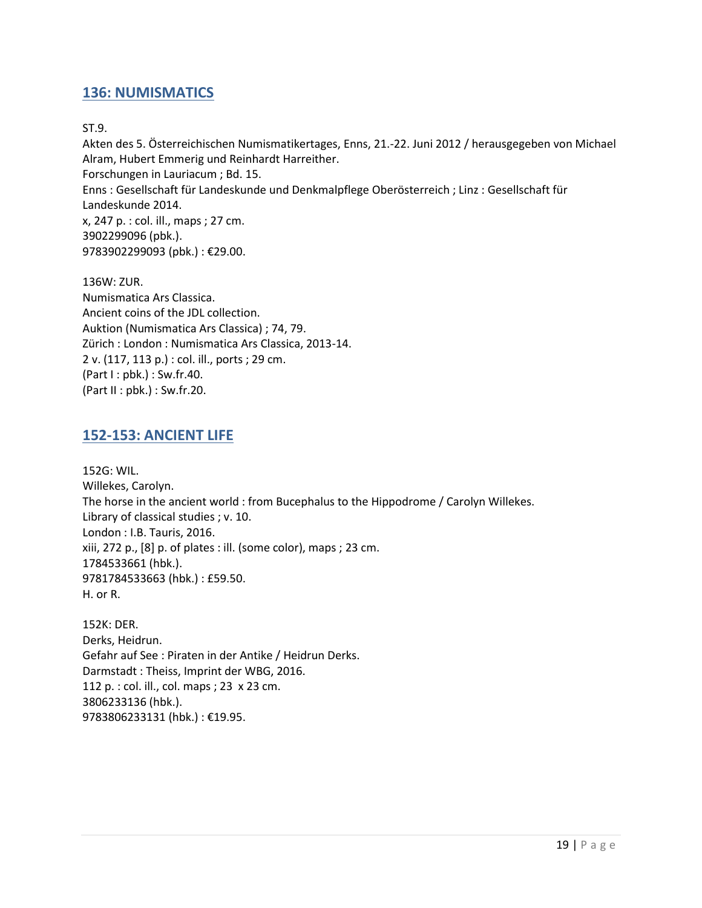## 136: NUMISMATICS

ST.9.
Akten des 5. Österreichischen Numismatikertages, Enns, 21.-22. Juni 2012 / herausgegeben von Michael Alram, Hubert Emmerig und Reinhardt Harreither.
Forschungen in Lauriacum ; Bd. 15.
Enns : Gesellschaft für Landeskunde und Denkmalpflege Oberösterreich ; Linz : Gesellschaft für Landeskunde 2014.
x, 247 p. : col. ill., maps ; 27 cm.
3902299096 (pbk.).
9783902299093 (pbk.) : €29.00.

136W: ZUR.
Numismatica Ars Classica.
Ancient coins of the JDL collection.
Auktion (Numismatica Ars Classica) ; 74, 79.
Zürich : London : Numismatica Ars Classica, 2013-14.
2 v. (117, 113 p.) : col. ill., ports ; 29 cm.
(Part I : pbk.) : Sw.fr.40.
(Part II : pbk.) : Sw.fr.20.

## 152-153: ANCIENT LIFE

152G: WIL.
Willekes, Carolyn.
The horse in the ancient world : from Bucephalus to the Hippodrome / Carolyn Willekes.
Library of classical studies ; v. 10.
London : I.B. Tauris, 2016.
xiii, 272 p., [8] p. of plates : ill. (some color), maps ; 23 cm.
1784533661 (hbk.).
9781784533663 (hbk.) : £59.50.
H. or R.

152K: DER.
Derks, Heidrun.
Gefahr auf See : Piraten in der Antike / Heidrun Derks.
Darmstadt : Theiss, Imprint der WBG, 2016.
112 p. : col. ill., col. maps ; 23 x 23 cm.
3806233136 (hbk.).
9783806233131 (hbk.) : €19.95.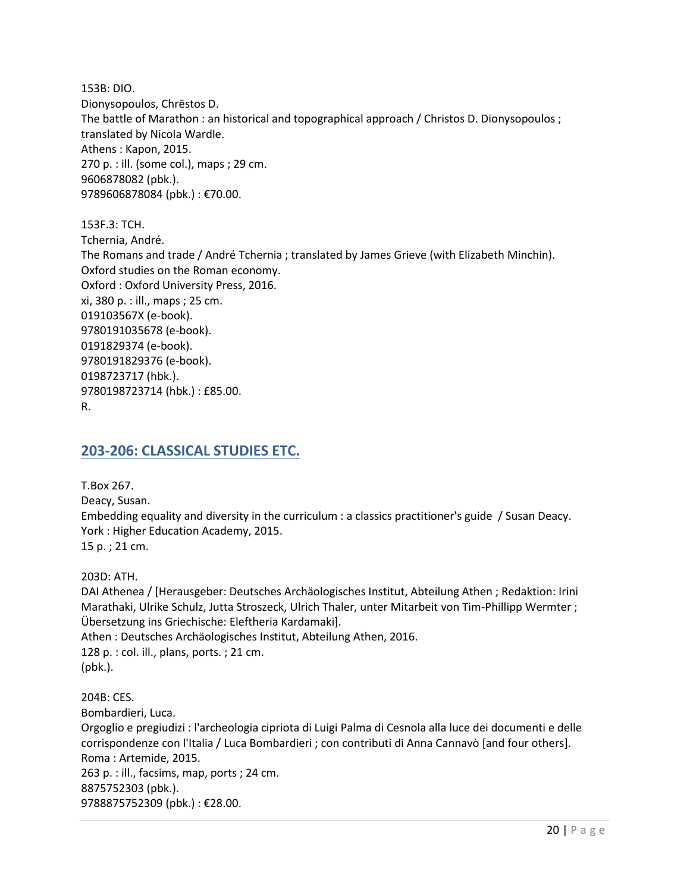153B: DIO.
Dionysopoulos, Chrēstos D.
The battle of Marathon : an historical and topographical approach / Christos D. Dionysopoulos ; translated by Nicola Wardle.
Athens : Kapon, 2015.
270 p. : ill. (some col.), maps ; 29 cm.
9606878082 (pbk.).
9789606878084 (pbk.) : €70.00.

153F.3: TCH.
Tchernia, André.
The Romans and trade / André Tchernia ; translated by James Grieve (with Elizabeth Minchin).
Oxford studies on the Roman economy.
Oxford : Oxford University Press, 2016.
xi, 380 p. : ill., maps ; 25 cm.
019103567X (e-book).
9780191035678 (e-book).
0191829374 (e-book).
9780191829376 (e-book).
0198723717 (hbk.).
9780198723714 (hbk.) : £85.00.
R.

## 203-206: CLASSICAL STUDIES ETC.

T.Box 267.
Deacy, Susan.
Embedding equality and diversity in the curriculum : a classics practitioner's guide / Susan Deacy.
York : Higher Education Academy, 2015.
15 p. ; 21 cm.

203D: ATH.
DAI Athenea / [Herausgeber: Deutsches Archäologisches Institut, Abteilung Athen ; Redaktion: Irini Marathaki, Ulrike Schulz, Jutta Stroszeck, Ulrich Thaler, unter Mitarbeit von Tim-Phillipp Wermter ; Übersetzung ins Griechische: Eleftheria Kardamaki].
Athen : Deutsches Archäologisches Institut, Abteilung Athen, 2016.
128 p. : col. ill., plans, ports. ; 21 cm.
(pbk.).

204B: CES.
Bombardieri, Luca.
Orgoglio e pregiudizi : l'archeologia cipriota di Luigi Palma di Cesnola alla luce dei documenti e delle corrispondenze con l'Italia / Luca Bombardieri ; con contributi di Anna Cannavò [and four others].
Roma : Artemide, 2015.
263 p. : ill., facsims, map, ports ; 24 cm.
8875752303 (pbk.).
9788875752309 (pbk.) : €28.00.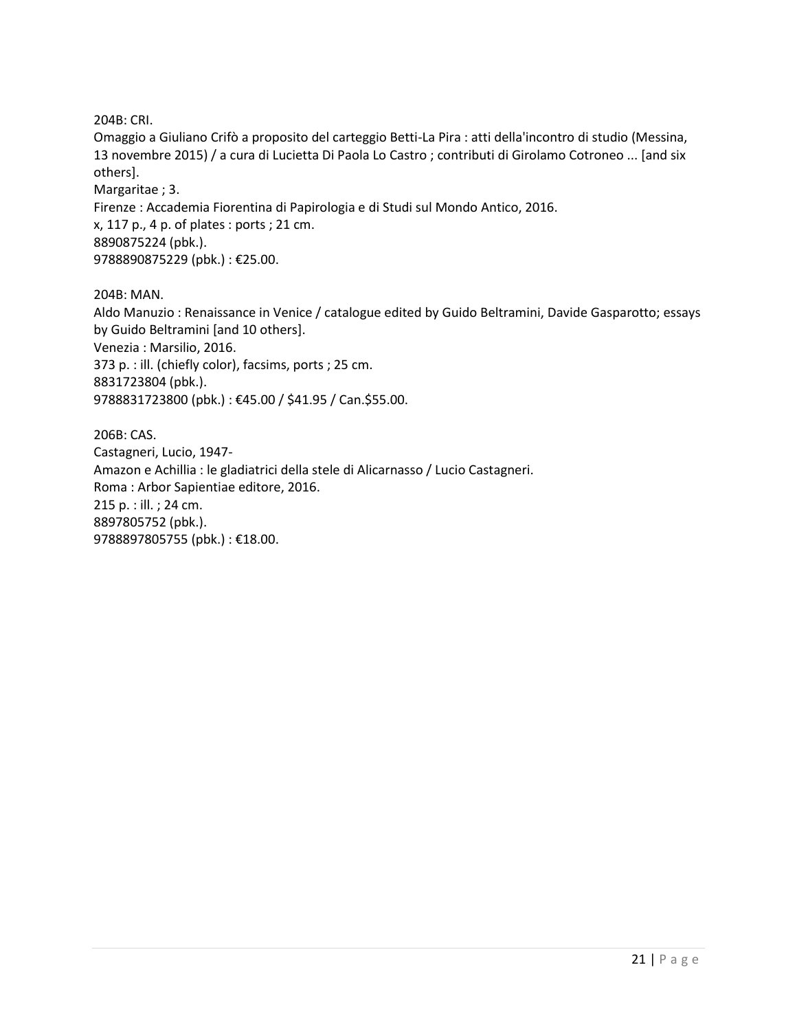204B: CRI.
Omaggio a Giuliano Crifò a proposito del carteggio Betti-La Pira : atti della'incontro di studio (Messina, 13 novembre 2015) / a cura di Lucietta Di Paola Lo Castro ; contributi di Girolamo Cotroneo ... [and six others].
Margaritae ; 3.
Firenze : Accademia Fiorentina di Papirologia e di Studi sul Mondo Antico, 2016.
x, 117 p., 4 p. of plates : ports ; 21 cm.
8890875224 (pbk.).
9788890875229 (pbk.) : €25.00.

204B: MAN.
Aldo Manuzio : Renaissance in Venice / catalogue edited by Guido Beltramini, Davide Gasparotto; essays by Guido Beltramini [and 10 others].
Venezia : Marsilio, 2016.
373 p. : ill. (chiefly color), facsims, ports ; 25 cm.
8831723804 (pbk.).
9788831723800 (pbk.) : €45.00 / $41.95 / Can.$55.00.

206B: CAS.
Castagneri, Lucio, 1947-
Amazon e Achillia : le gladiatrici della stele di Alicarnasso / Lucio Castagneri.
Roma : Arbor Sapientiae editore, 2016.
215 p. : ill. ; 24 cm.
8897805752 (pbk.).
9788897805755 (pbk.) : €18.00.